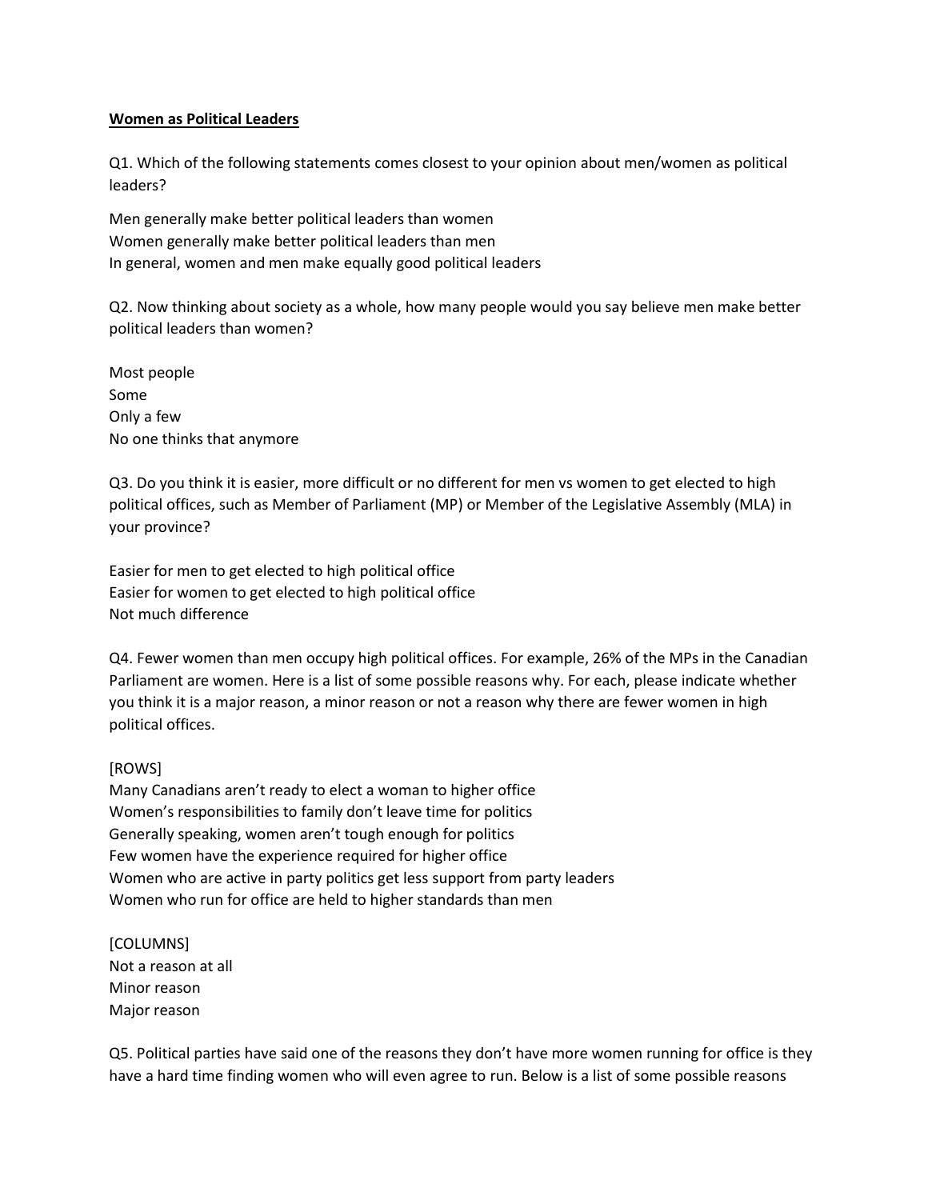**Women as Political Leaders**

Q1. Which of the following statements comes closest to your opinion about men/women as political leaders?

Men generally make better political leaders than women
Women generally make better political leaders than men
In general, women and men make equally good political leaders

Q2. Now thinking about society as a whole, how many people would you say believe men make better political leaders than women?

Most people
Some
Only a few
No one thinks that anymore

Q3. Do you think it is easier, more difficult or no different for men vs women to get elected to high political offices, such as Member of Parliament (MP) or Member of the Legislative Assembly (MLA) in your province?

Easier for men to get elected to high political office
Easier for women to get elected to high political office
Not much difference

Q4. Fewer women than men occupy high political offices. For example, 26% of the MPs in the Canadian Parliament are women. Here is a list of some possible reasons why. For each, please indicate whether you think it is a major reason, a minor reason or not a reason why there are fewer women in high political offices.

[ROWS]
Many Canadians aren't ready to elect a woman to higher office
Women's responsibilities to family don't leave time for politics
Generally speaking, women aren't tough enough for politics
Few women have the experience required for higher office
Women who are active in party politics get less support from party leaders
Women who run for office are held to higher standards than men

[COLUMNS]
Not a reason at all
Minor reason
Major reason

Q5. Political parties have said one of the reasons they don't have more women running for office is they have a hard time finding women who will even agree to run. Below is a list of some possible reasons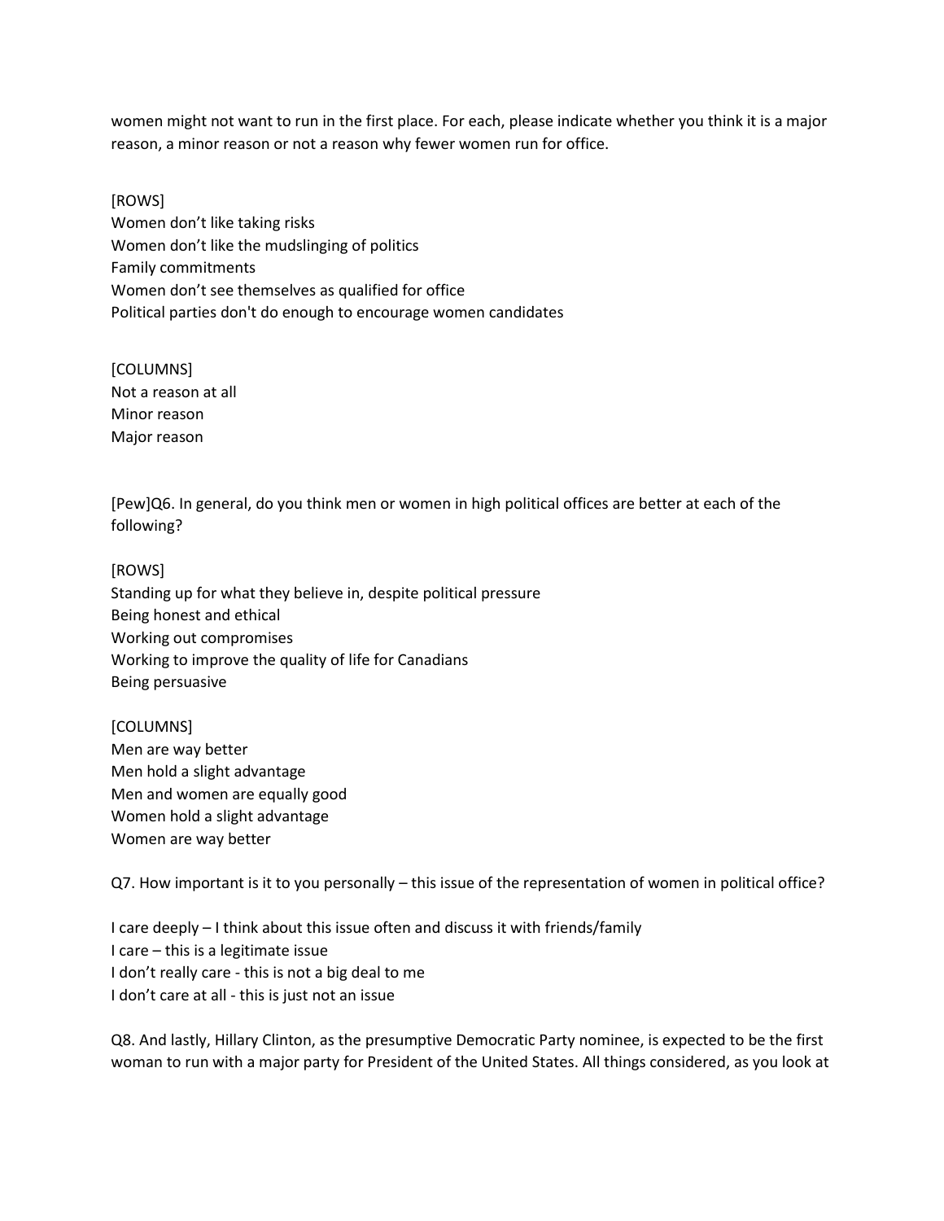women might not want to run in the first place. For each, please indicate whether you think it is a major reason, a minor reason or not a reason why fewer women run for office.

[ROWS]
Women don't like taking risks
Women don't like the mudslinging of politics
Family commitments
Women don't see themselves as qualified for office
Political parties don't do enough to encourage women candidates

[COLUMNS]
Not a reason at all
Minor reason
Major reason

[Pew]Q6. In general, do you think men or women in high political offices are better at each of the following?

[ROWS]
Standing up for what they believe in, despite political pressure
Being honest and ethical
Working out compromises
Working to improve the quality of life for Canadians
Being persuasive

[COLUMNS]
Men are way better
Men hold a slight advantage
Men and women are equally good
Women hold a slight advantage
Women are way better

Q7. How important is it to you personally – this issue of the representation of women in political office?

I care deeply – I think about this issue often and discuss it with friends/family
I care – this is a legitimate issue
I don't really care - this is not a big deal to me
I don't care at all - this is just not an issue

Q8. And lastly, Hillary Clinton, as the presumptive Democratic Party nominee, is expected to be the first woman to run with a major party for President of the United States. All things considered, as you look at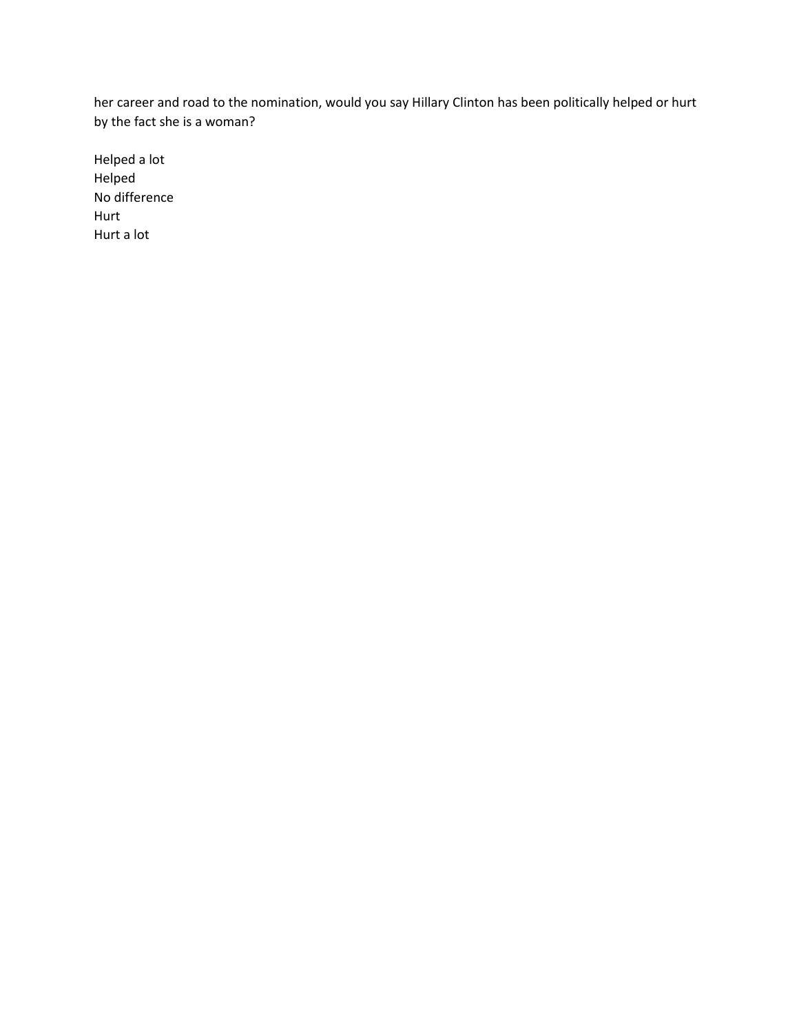her career and road to the nomination, would you say Hillary Clinton has been politically helped or hurt by the fact she is a woman?

Helped a lot
Helped
No difference
Hurt
Hurt a lot